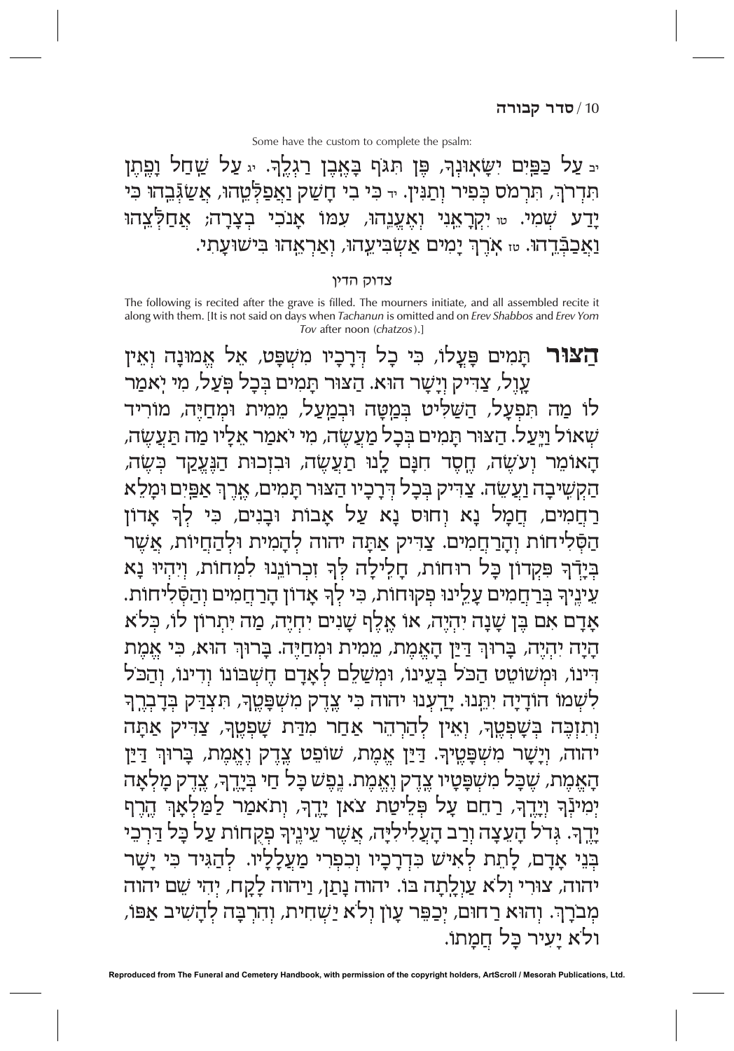Some have the custom to complete the psalm:

יב עַל כַּפַּיִם יִשָּׂאוּנְךָ, פֶּן תִּגֹּף בָּאֶבֶן רַגְלֶךָ. יג עַל שַׁחַל וָפֶתֶן תִּדְרֹךְ, תִּרְמֹס כְּפִיר וְתַנִּין. יד כִּי בִי חָשַׁק וַאֲפַלְּטֵהוּ, אֲשַׂגְּבֵהוּ כִּי יָדַע שְׁמִי. טו יִקְרָאֵנִי וְאֶעֱנֵהוּ, עִמּוֹ אָנֹכִי בְצָרָה; אֲחַלְּצֵהוּ וַאֲכַבְּדֵהוּ. טז אֹרֶךְ יָמִים אַשְׂבִּיעֵהוּ, וְאַרְאֵהוּ בִּישׁוּעָתִי.

## צדוק הדין

The following is recited after the grave is filled. The mourners initiate, and all assembled recite it along with them. [It is not said on days when *Tachanun* is omitted and on *Erev Shabbos* and *Erev Yom Tov* after noon (*chatzos*).]

**הַצּוּר** תָּמִים פָּעֳלוֹ, כִּי כָל דְּרָכָיו מִשְׁפָּט, אֵל אֱמוּנָה וְאֵין עָוֶל, צַדִּיק וְיָשָׁר הוּא. הַצּוּר תָּמִים בְּכָל פֹּעַל, מִי יֹאמַר לוֹ מַה תִּפְעָל, הַשַּׁלִּיט בְּמַטָּה וּבְמַעַל, מֵמִית וּמְחַיֶּה, מוֹרִיד שְׁאוֹל וַיָּעַל. הַצּוּר תָּמִים בְּכָל מַעֲשֶׂה, מִי יֹאמַר אֵלָיו מַה תַּעֲשֶׂה, הָאוֹמֵר וְעֹשֶׂה, חֶסֶד חִנָּם לָנוּ תַעֲשֶׂה, וּבִזְכוּת הַנֶּעֱקַד כְּשֶׂה, הַקְשִׁיבָה וַעֲשֵׂה. צַדִּיק בְּכָל דְּרָכָיו הַצּוּר תָּמִים, אֶרֶךְ אַפַּיִם וּמָלֵא רַחֲמִים, חֲמָל נָא וְחוּס נָא עַל אָבוֹת וּבָנִים, כִּי לְךָ אָדוֹן הַסְּלִיחוֹת וְהָרַחֲמִים. צַדִּיק אַתָּה יהוה לְהָמִית וּלְהַחֲיוֹת, אֲשֶׁר בְּיָדְךָ פִּקְדוֹן כָּל רוּחוֹת, חָלִילָה לְּךָ זִכְרוֹנֵנוּ לִמְחוֹת, וְיִהְיוּ נָא עֵינֶיךָ בְּרַחֲמִים עָלֵינוּ פְקוּחוֹת, כִּי לְךָ אָדוֹן הָרַחֲמִים וְהַסְּלִיחוֹת. אָדָם אִם בֶּן שָׁנָה יִהְיֶה, אוֹ אֶלֶף שָׁנִים יִחְיֶה, מַה יִּתְרוֹן לוֹ, כְּלֹא הָיָה יִהְיֶה, בָּרוּךְ דַּיַּן הָאֱמֶת, מֵמִית וּמְחַיֶּה. בָּרוּךְ הוּא, כִּי אֱמֶת דִּינוֹ, וּמְשׁוֹטֵט הַכֹּל בְּעֵינוֹ, וּמְשַׁלֵּם לְאָדָם חֶשְׁבּוֹנוֹ וְדִינוֹ, וְהַכֹּל לִשְׁמוֹ הוֹדָיָה יִתֵּנוּ. יָדַעְנוּ יהוה כִּי צֶדֶק מִשְׁפָּטֶךָ, תִּצְדַּק בְּדָבְרֶךָ וְתִזְכֶּה בְּשָׁפְטֶךָ, וְאֵין לְהַרְהֵר אַחַר מִדַּת שָׁפְטֶךָ, צַדִּיק אַתָּה יהוה, וְיָשָׁר מִשְׁפָּטֶיךָ. דַּיַּן אֱמֶת, שׁוֹפֵט צֶדֶק וֶאֱמֶת, בָּרוּךְ דַּיַּן הָאֱמֶת, שֶׁכָּל מִשְׁפָּטָיו צֶדֶק וֶאֱמֶת. נֶפֶשׁ כָּל חַי בְּיָדֶךָ, צֶדֶק מָלְאָה יְמִינְךָ וְיָדֶךָ, רַחֵם עַל פְּלֵיטַת צֹאן יָדֶךָ, וְתֹאמַר לַמַּלְאָךְ הֶרֶף יָדֶךָ. גְּדֹל הָעֵצָה וְרַב הָעֲלִילִיָּה, אֲשֶׁר עֵינֶיךָ פְּקֻחוֹת עַל כָּל דַּרְכֵי בְּנֵי אָדָם, לָתֵת לְאִישׁ כִּדְרָכָיו וְכִפְרִי מַעֲלָלָיו. לְהַגִּיד כִּי יָשָׁר יהוה, צוּרִי וְלֹא עַוְלָתָה בּוֹ. יהוה נָתַן, וַיהוה לָקָח, יְהִי שֵׁם יהוה מְבֹרָךְ. וְהוּא רַחוּם, יְכַפֵּר עָוֹן וְלֹא יַשְׁחִית, וְהִרְבָּה לְהָשִׁיב אַפּוֹ, וְלֹא יָעִיר כָּל חֲמָתוֹ.

Reproduced from The Funeral and Cemetery Handbook, with permission of the copyright holders, ArtScroll / Mesorah Publications, Ltd.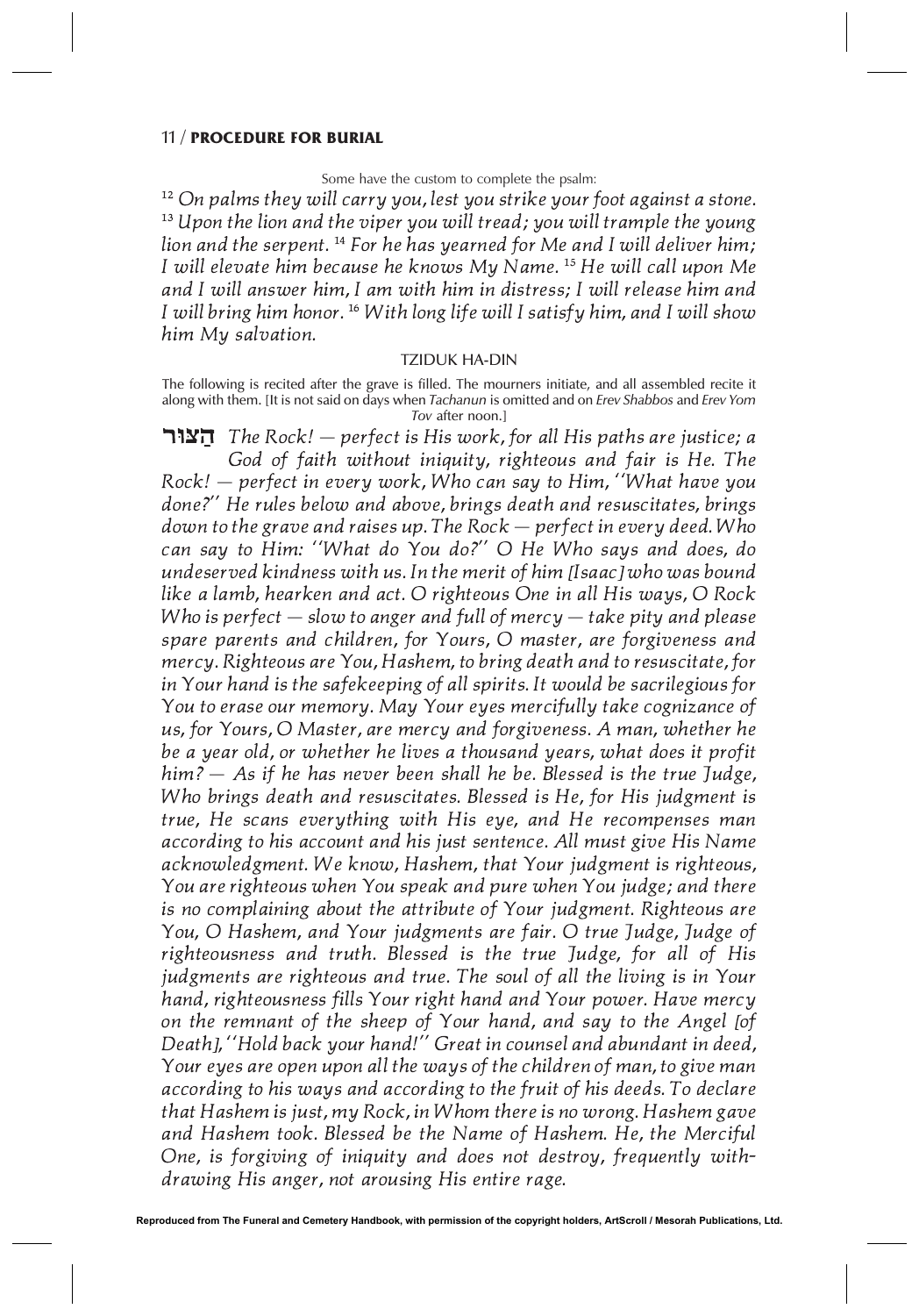Some have the custom to complete the psalm:

[12] *On palms they will carry you, lest you strike your foot against a stone.* [13] *Upon the lion and the viper you will tread; you will trample the young lion and the serpent.* [14] *For he has yearned for Me and I will deliver him; I will elevate him because he knows My Name.* [15] *He will call upon Me and I will answer him, I am with him in distress; I will release him and I will bring him honor.* [16] *With long life will I satisfy him, and I will show him My salvation.*

## TZIDUK HA-DIN

The following is recited after the grave is filled. The mourners initiate, and all assembled recite it along with them. [It is not said on days when *Tachanun* is omitted and on *Erev Shabbos* and *Erev Yom Tov* after noon.]

**הַצּוּר** *The Rock! — perfect is His work, for all His paths are justice; a God of faith without iniquity, righteous and fair is He. The Rock! — perfect in every work, Who can say to Him, ''What have you done?'' He rules below and above, brings death and resuscitates, brings down to the grave and raises up. The Rock — perfect in every deed. Who can say to Him: ''What do You do?'' O He Who says and does, do undeserved kindness with us. In the merit of him [Isaac] who was bound like a lamb, hearken and act. O righteous One in all His ways, O Rock Who is perfect — slow to anger and full of mercy — take pity and please spare parents and children, for Yours, O master, are forgiveness and mercy. Righteous are You, Hashem, to bring death and to resuscitate, for in Your hand is the safekeeping of all spirits. It would be sacrilegious for You to erase our memory. May Your eyes mercifully take cognizance of us, for Yours, O Master, are mercy and forgiveness. A man, whether he be a year old, or whether he lives a thousand years, what does it profit him? — As if he has never been shall he be. Blessed is the true Judge, Who brings death and resuscitates. Blessed is He, for His judgment is true, He scans everything with His eye, and He recompenses man according to his account and his just sentence. All must give His Name acknowledgment. We know, Hashem, that Your judgment is righteous, You are righteous when You speak and pure when You judge; and there is no complaining about the attribute of Your judgment. Righteous are You, O Hashem, and Your judgments are fair. O true Judge, Judge of righteousness and truth. Blessed is the true Judge, for all of His judgments are righteous and true. The soul of all the living is in Your hand, righteousness fills Your right hand and Your power. Have mercy on the remnant of the sheep of Your hand, and say to the Angel [of Death], ''Hold back your hand!'' Great in counsel and abundant in deed, Your eyes are open upon all the ways of the children of man, to give man according to his ways and according to the fruit of his deeds. To declare that Hashem is just, my Rock, in Whom there is no wrong. Hashem gave and Hashem took. Blessed be the Name of Hashem. He, the Merciful One, is forgiving of iniquity and does not destroy, frequently withdrawing His anger, not arousing His entire rage.*

**Reproduced from The Funeral and Cemetery Handbook, with permission of the copyright holders, ArtScroll / Mesorah Publications, Ltd.**